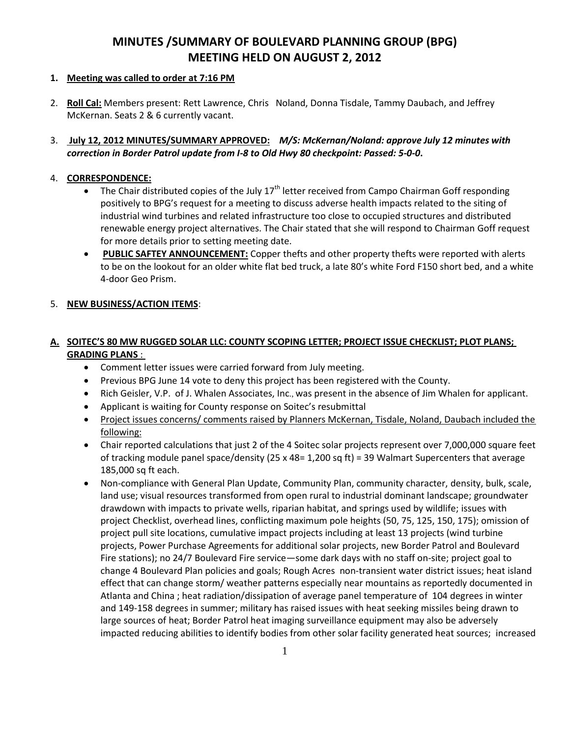# MINUTES /SUMMARY OF BOULEVARD PLANNING GROUP (BPG) MEETING HELD ON AUGUST 2, 2012

1. **Meeting was called to order at 7:16 PM**

2. **Roll Cal:** Members present: Rett Lawrence, Chris Noland, Donna Tisdale, Tammy Daubach, and Jeffrey McKernan. Seats 2 & 6 currently vacant.

3. **July 12, 2012 MINUTES/SUMMARY APPROVED:** ***M/S: McKernan/Noland: approve July 12 minutes with correction in Border Patrol update from I-8 to Old Hwy 80 checkpoint: Passed: 5-0-0.***

4. **CORRESPONDENCE:**
   - The Chair distributed copies of the July 17th letter received from Campo Chairman Goff responding positively to BPG's request for a meeting to discuss adverse health impacts related to the siting of industrial wind turbines and related infrastructure too close to occupied structures and distributed renewable energy project alternatives. The Chair stated that she will respond to Chairman Goff request for more details prior to setting meeting date.
   - **PUBLIC SAFTEY ANNOUNCEMENT:** Copper thefts and other property thefts were reported with alerts to be on the lookout for an older white flat bed truck, a late 80's white Ford F150 short bed, and a white 4-door Geo Prism.

5. **NEW BUSINESS/ACTION ITEMS**:

**A. SOITEC'S 80 MW RUGGED SOLAR LLC: COUNTY SCOPING LETTER; PROJECT ISSUE CHECKLIST; PLOT PLANS; GRADING PLANS** :

- Comment letter issues were carried forward from July meeting.
- Previous BPG June 14 vote to deny this project has been registered with the County.
- Rich Geisler, V.P. of J. Whalen Associates, Inc., was present in the absence of Jim Whalen for applicant.
- Applicant is waiting for County response on Soitec's resubmittal
- Project issues concerns/ comments raised by Planners McKernan, Tisdale, Noland, Daubach included the following:
- Chair reported calculations that just 2 of the 4 Soitec solar projects represent over 7,000,000 square feet of tracking module panel space/density (25 x 48= 1,200 sq ft) = 39 Walmart Supercenters that average 185,000 sq ft each.
- Non-compliance with General Plan Update, Community Plan, community character, density, bulk, scale, land use; visual resources transformed from open rural to industrial dominant landscape; groundwater drawdown with impacts to private wells, riparian habitat, and springs used by wildlife; issues with project Checklist, overhead lines, conflicting maximum pole heights (50, 75, 125, 150, 175); omission of project pull site locations, cumulative impact projects including at least 13 projects (wind turbine projects, Power Purchase Agreements for additional solar projects, new Border Patrol and Boulevard Fire stations); no 24/7 Boulevard Fire service—some dark days with no staff on-site; project goal to change 4 Boulevard Plan policies and goals; Rough Acres non-transient water district issues; heat island effect that can change storm/ weather patterns especially near mountains as reportedly documented in Atlanta and China ; heat radiation/dissipation of average panel temperature of 104 degrees in winter and 149-158 degrees in summer; military has raised issues with heat seeking missiles being drawn to large sources of heat; Border Patrol heat imaging surveillance equipment may also be adversely impacted reducing abilities to identify bodies from other solar facility generated heat sources; increased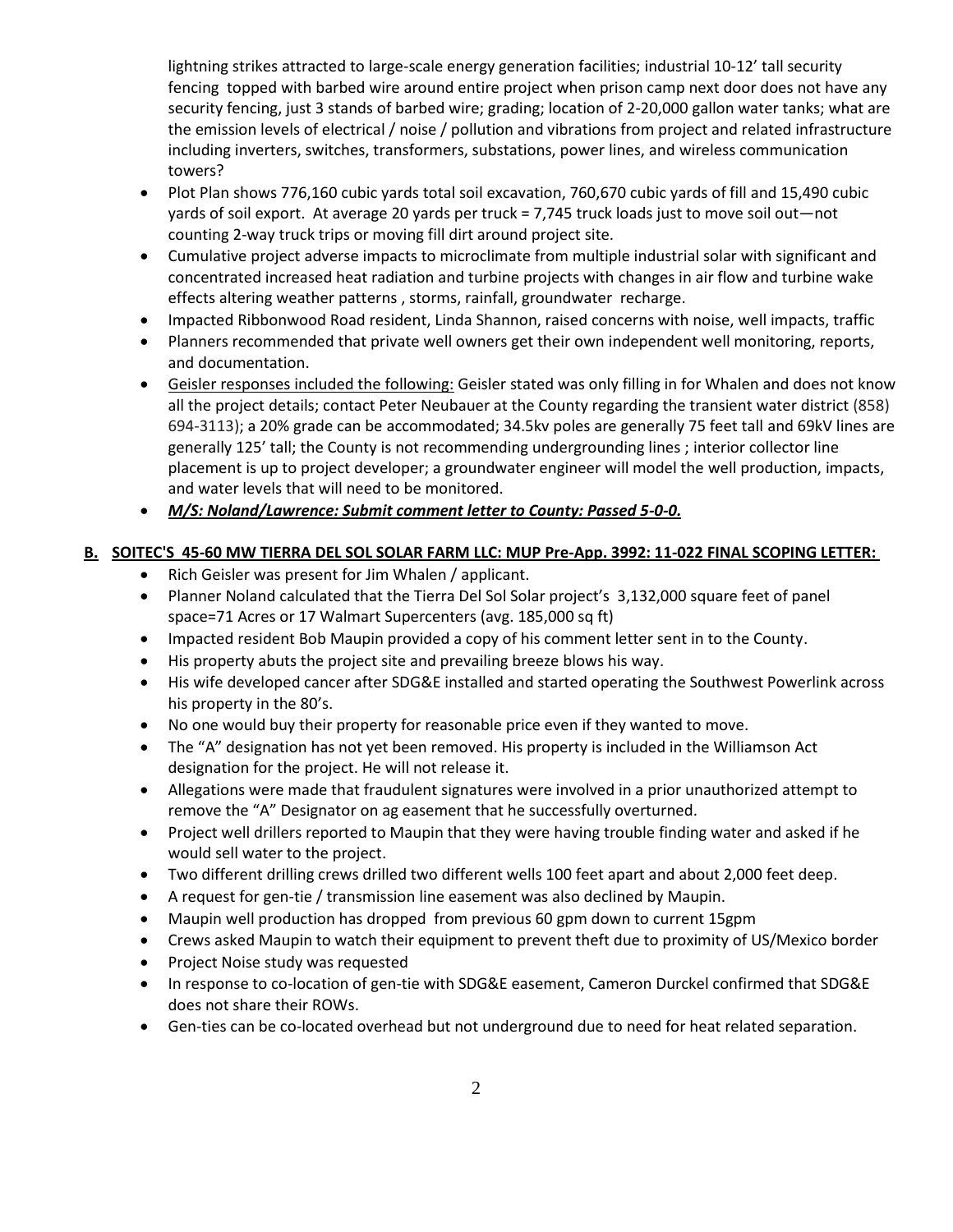lightning strikes attracted to large-scale energy generation facilities; industrial 10-12' tall security fencing topped with barbed wire around entire project when prison camp next door does not have any security fencing, just 3 stands of barbed wire; grading; location of 2-20,000 gallon water tanks; what are the emission levels of electrical / noise / pollution and vibrations from project and related infrastructure including inverters, switches, transformers, substations, power lines, and wireless communication towers?

- Plot Plan shows 776,160 cubic yards total soil excavation, 760,670 cubic yards of fill and 15,490 cubic yards of soil export. At average 20 yards per truck = 7,745 truck loads just to move soil out—not counting 2-way truck trips or moving fill dirt around project site.
- Cumulative project adverse impacts to microclimate from multiple industrial solar with significant and concentrated increased heat radiation and turbine projects with changes in air flow and turbine wake effects altering weather patterns , storms, rainfall, groundwater recharge.
- Impacted Ribbonwood Road resident, Linda Shannon, raised concerns with noise, well impacts, traffic
- Planners recommended that private well owners get their own independent well monitoring, reports, and documentation.
- Geisler responses included the following: Geisler stated was only filling in for Whalen and does not know all the project details; contact Peter Neubauer at the County regarding the transient water district (858) 694-3113); a 20% grade can be accommodated; 34.5kv poles are generally 75 feet tall and 69kV lines are generally 125' tall; the County is not recommending undergrounding lines ; interior collector line placement is up to project developer; a groundwater engineer will model the well production, impacts, and water levels that will need to be monitored.
- ***M/S: Noland/Lawrence: Submit comment letter to County: Passed 5-0-0.***

**B. SOITEC'S 45-60 MW TIERRA DEL SOL SOLAR FARM LLC: MUP Pre-App. 3992: 11-022 FINAL SCOPING LETTER:**

- Rich Geisler was present for Jim Whalen / applicant.
- Planner Noland calculated that the Tierra Del Sol Solar project's 3,132,000 square feet of panel space=71 Acres or 17 Walmart Supercenters (avg. 185,000 sq ft)
- Impacted resident Bob Maupin provided a copy of his comment letter sent in to the County.
- His property abuts the project site and prevailing breeze blows his way.
- His wife developed cancer after SDG&E installed and started operating the Southwest Powerlink across his property in the 80's.
- No one would buy their property for reasonable price even if they wanted to move.
- The "A" designation has not yet been removed. His property is included in the Williamson Act designation for the project. He will not release it.
- Allegations were made that fraudulent signatures were involved in a prior unauthorized attempt to remove the "A" Designator on ag easement that he successfully overturned.
- Project well drillers reported to Maupin that they were having trouble finding water and asked if he would sell water to the project.
- Two different drilling crews drilled two different wells 100 feet apart and about 2,000 feet deep.
- A request for gen-tie / transmission line easement was also declined by Maupin.
- Maupin well production has dropped from previous 60 gpm down to current 15gpm
- Crews asked Maupin to watch their equipment to prevent theft due to proximity of US/Mexico border
- Project Noise study was requested
- In response to co-location of gen-tie with SDG&E easement, Cameron Durckel confirmed that SDG&E does not share their ROWs.
- Gen-ties can be co-located overhead but not underground due to need for heat related separation.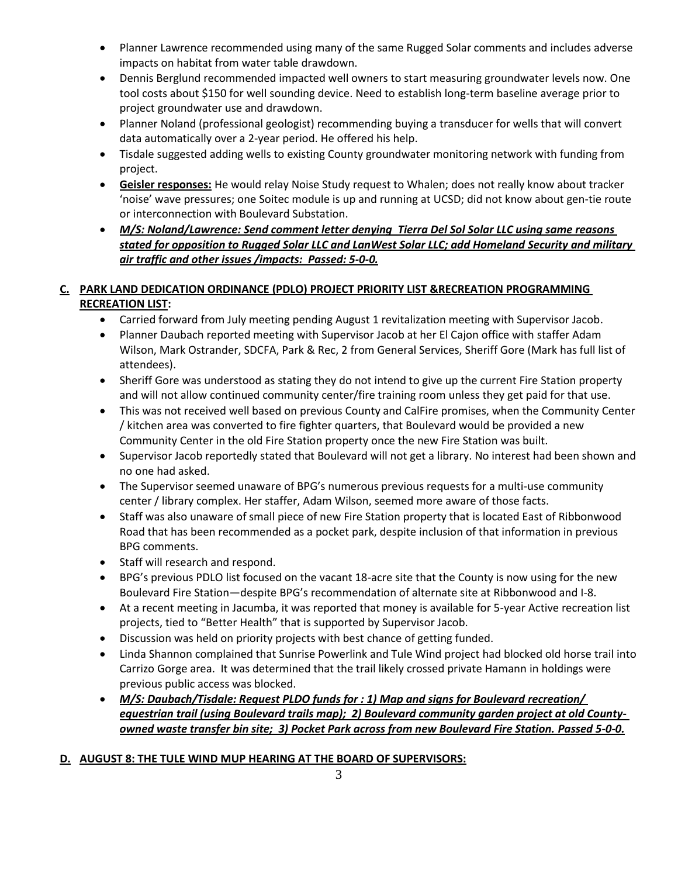- Planner Lawrence recommended using many of the same Rugged Solar comments and includes adverse impacts on habitat from water table drawdown.
- Dennis Berglund recommended impacted well owners to start measuring groundwater levels now. One tool costs about $150 for well sounding device. Need to establish long-term baseline average prior to project groundwater use and drawdown.
- Planner Noland (professional geologist) recommending buying a transducer for wells that will convert data automatically over a 2-year period. He offered his help.
- Tisdale suggested adding wells to existing County groundwater monitoring network with funding from project.
- **Geisler responses:** He would relay Noise Study request to Whalen; does not really know about tracker 'noise' wave pressures; one Soitec module is up and running at UCSD; did not know about gen-tie route or interconnection with Boulevard Substation.
- ***M/S: Noland/Lawrence: Send comment letter denying Tierra Del Sol Solar LLC using same reasons stated for opposition to Rugged Solar LLC and LanWest Solar LLC; add Homeland Security and military air traffic and other issues /impacts: Passed: 5-0-0.***

**C. PARK LAND DEDICATION ORDINANCE (PDLO) PROJECT PRIORITY LIST &RECREATION PROGRAMMING RECREATION LIST:**

- Carried forward from July meeting pending August 1 revitalization meeting with Supervisor Jacob.
- Planner Daubach reported meeting with Supervisor Jacob at her El Cajon office with staffer Adam Wilson, Mark Ostrander, SDCFA, Park & Rec, 2 from General Services, Sheriff Gore (Mark has full list of attendees).
- Sheriff Gore was understood as stating they do not intend to give up the current Fire Station property and will not allow continued community center/fire training room unless they get paid for that use.
- This was not received well based on previous County and CalFire promises, when the Community Center / kitchen area was converted to fire fighter quarters, that Boulevard would be provided a new Community Center in the old Fire Station property once the new Fire Station was built.
- Supervisor Jacob reportedly stated that Boulevard will not get a library. No interest had been shown and no one had asked.
- The Supervisor seemed unaware of BPG's numerous previous requests for a multi-use community center / library complex. Her staffer, Adam Wilson, seemed more aware of those facts.
- Staff was also unaware of small piece of new Fire Station property that is located East of Ribbonwood Road that has been recommended as a pocket park, despite inclusion of that information in previous BPG comments.
- Staff will research and respond.
- BPG's previous PDLO list focused on the vacant 18-acre site that the County is now using for the new Boulevard Fire Station—despite BPG's recommendation of alternate site at Ribbonwood and I-8.
- At a recent meeting in Jacumba, it was reported that money is available for 5-year Active recreation list projects, tied to "Better Health" that is supported by Supervisor Jacob.
- Discussion was held on priority projects with best chance of getting funded.
- Linda Shannon complained that Sunrise Powerlink and Tule Wind project had blocked old horse trail into Carrizo Gorge area. It was determined that the trail likely crossed private Hamann in holdings were previous public access was blocked.
- ***M/S: Daubach/Tisdale: Request PLDO funds for : 1) Map and signs for Boulevard recreation/ equestrian trail (using Boulevard trails map); 2) Boulevard community garden project at old County-owned waste transfer bin site; 3) Pocket Park across from new Boulevard Fire Station. Passed 5-0-0.***

**D. AUGUST 8: THE TULE WIND MUP HEARING AT THE BOARD OF SUPERVISORS:**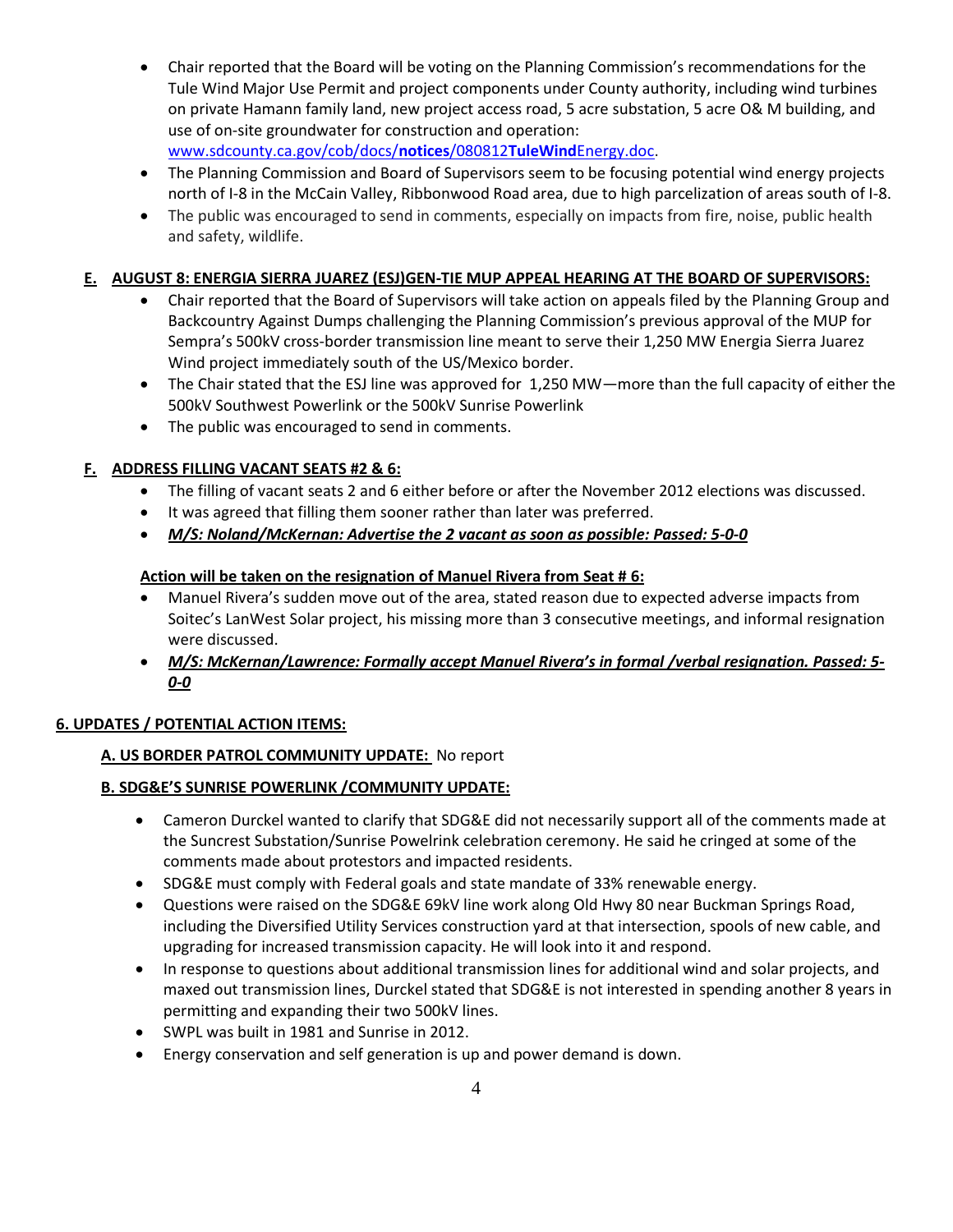- Chair reported that the Board will be voting on the Planning Commission's recommendations for the Tule Wind Major Use Permit and project components under County authority, including wind turbines on private Hamann family land, new project access road, 5 acre substation, 5 acre O& M building, and use of on-site groundwater for construction and operation: www.sdcounty.ca.gov/cob/docs/**notices**/080812**TuleWind**Energy.doc.
- The Planning Commission and Board of Supervisors seem to be focusing potential wind energy projects north of I-8 in the McCain Valley, Ribbonwood Road area, due to high parcelization of areas south of I-8.
- The public was encouraged to send in comments, especially on impacts from fire, noise, public health and safety, wildlife.

**E. AUGUST 8: ENERGIA SIERRA JUAREZ (ESJ)GEN-TIE MUP APPEAL HEARING AT THE BOARD OF SUPERVISORS:**

- Chair reported that the Board of Supervisors will take action on appeals filed by the Planning Group and Backcountry Against Dumps challenging the Planning Commission's previous approval of the MUP for Sempra's 500kV cross-border transmission line meant to serve their 1,250 MW Energia Sierra Juarez Wind project immediately south of the US/Mexico border.
- The Chair stated that the ESJ line was approved for 1,250 MW—more than the full capacity of either the 500kV Southwest Powerlink or the 500kV Sunrise Powerlink
- The public was encouraged to send in comments.

**F. ADDRESS FILLING VACANT SEATS #2 & 6:**

- The filling of vacant seats 2 and 6 either before or after the November 2012 elections was discussed.
- It was agreed that filling them sooner rather than later was preferred.
- ***M/S: Noland/McKernan: Advertise the 2 vacant as soon as possible: Passed: 5-0-0***

**Action will be taken on the resignation of Manuel Rivera from Seat # 6:**

- Manuel Rivera's sudden move out of the area, stated reason due to expected adverse impacts from Soitec's LanWest Solar project, his missing more than 3 consecutive meetings, and informal resignation were discussed.
- ***M/S: McKernan/Lawrence: Formally accept Manuel Rivera's in formal /verbal resignation. Passed: 5-0-0***

**6. UPDATES / POTENTIAL ACTION ITEMS:**

**A. US BORDER PATROL COMMUNITY UPDATE:** No report

**B. SDG&E'S SUNRISE POWERLINK /COMMUNITY UPDATE:**

- Cameron Durckel wanted to clarify that SDG&E did not necessarily support all of the comments made at the Suncrest Substation/Sunrise Powelrink celebration ceremony. He said he cringed at some of the comments made about protestors and impacted residents.
- SDG&E must comply with Federal goals and state mandate of 33% renewable energy.
- Questions were raised on the SDG&E 69kV line work along Old Hwy 80 near Buckman Springs Road, including the Diversified Utility Services construction yard at that intersection, spools of new cable, and upgrading for increased transmission capacity. He will look into it and respond.
- In response to questions about additional transmission lines for additional wind and solar projects, and maxed out transmission lines, Durckel stated that SDG&E is not interested in spending another 8 years in permitting and expanding their two 500kV lines.
- SWPL was built in 1981 and Sunrise in 2012.
- Energy conservation and self generation is up and power demand is down.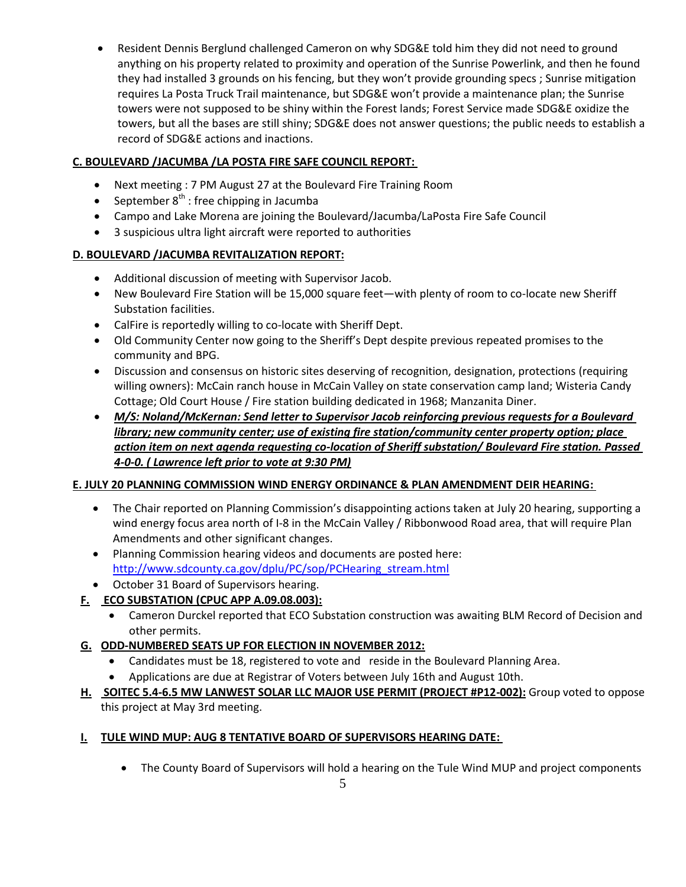- Resident Dennis Berglund challenged Cameron on why SDG&E told him they did not need to ground anything on his property related to proximity and operation of the Sunrise Powerlink, and then he found they had installed 3 grounds on his fencing, but they won't provide grounding specs ; Sunrise mitigation requires La Posta Truck Trail maintenance, but SDG&E won't provide a maintenance plan; the Sunrise towers were not supposed to be shiny within the Forest lands; Forest Service made SDG&E oxidize the towers, but all the bases are still shiny; SDG&E does not answer questions; the public needs to establish a record of SDG&E actions and inactions.

**C. BOULEVARD /JACUMBA /LA POSTA FIRE SAFE COUNCIL REPORT:**

- Next meeting : 7 PM August 27 at the Boulevard Fire Training Room
- September 8th : free chipping in Jacumba
- Campo and Lake Morena are joining the Boulevard/Jacumba/LaPosta Fire Safe Council
- 3 suspicious ultra light aircraft were reported to authorities

**D. BOULEVARD /JACUMBA REVITALIZATION REPORT:**

- Additional discussion of meeting with Supervisor Jacob.
- New Boulevard Fire Station will be 15,000 square feet—with plenty of room to co-locate new Sheriff Substation facilities.
- CalFire is reportedly willing to co-locate with Sheriff Dept.
- Old Community Center now going to the Sheriff's Dept despite previous repeated promises to the community and BPG.
- Discussion and consensus on historic sites deserving of recognition, designation, protections (requiring willing owners): McCain ranch house in McCain Valley on state conservation camp land; Wisteria Candy Cottage; Old Court House / Fire station building dedicated in 1968; Manzanita Diner.
- ***M/S: Noland/McKernan: Send letter to Supervisor Jacob reinforcing previous requests for a Boulevard library; new community center; use of existing fire station/community center property option; place action item on next agenda requesting co-location of Sheriff substation/ Boulevard Fire station. Passed 4-0-0. ( Lawrence left prior to vote at 9:30 PM)***

**E. JULY 20 PLANNING COMMISSION WIND ENERGY ORDINANCE & PLAN AMENDMENT DEIR HEARING:**

- The Chair reported on Planning Commission's disappointing actions taken at July 20 hearing, supporting a wind energy focus area north of I-8 in the McCain Valley / Ribbonwood Road area, that will require Plan Amendments and other significant changes.
- Planning Commission hearing videos and documents are posted here: http://www.sdcounty.ca.gov/dplu/PC/sop/PCHearing_stream.html
- October 31 Board of Supervisors hearing.

**F. ECO SUBSTATION (CPUC APP A.09.08.003):**

- Cameron Durckel reported that ECO Substation construction was awaiting BLM Record of Decision and other permits.

**G. ODD-NUMBERED SEATS UP FOR ELECTION IN NOVEMBER 2012:**

- Candidates must be 18, registered to vote and reside in the Boulevard Planning Area.
- Applications are due at Registrar of Voters between July 16th and August 10th.

**H. SOITEC 5.4-6.5 MW LANWEST SOLAR LLC MAJOR USE PERMIT (PROJECT #P12-002):** Group voted to oppose this project at May 3rd meeting.

**I. TULE WIND MUP: AUG 8 TENTATIVE BOARD OF SUPERVISORS HEARING DATE:**

- The County Board of Supervisors will hold a hearing on the Tule Wind MUP and project components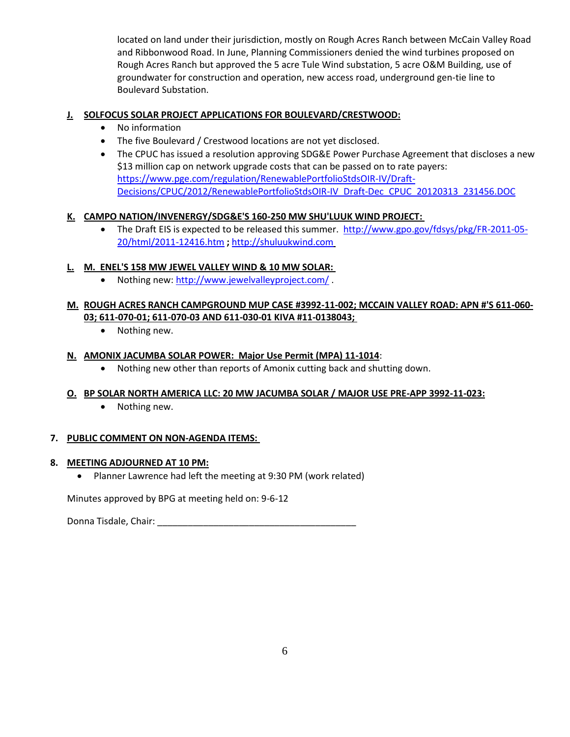located on land under their jurisdiction, mostly on Rough Acres Ranch between McCain Valley Road and Ribbonwood Road. In June, Planning Commissioners denied the wind turbines proposed on Rough Acres Ranch but approved the 5 acre Tule Wind substation, 5 acre O&M Building, use of groundwater for construction and operation, new access road, underground gen-tie line to Boulevard Substation.

**J. SOLFOCUS SOLAR PROJECT APPLICATIONS FOR BOULEVARD/CRESTWOOD:**

- No information
- The five Boulevard / Crestwood locations are not yet disclosed.
- The CPUC has issued a resolution approving SDG&E Power Purchase Agreement that discloses a new $13 million cap on network upgrade costs that can be passed on to rate payers: https://www.pge.com/regulation/RenewablePortfolioStdsOIR-IV/Draft-Decisions/CPUC/2012/RenewablePortfolioStdsOIR-IV_Draft-Dec_CPUC_20120313_231456.DOC

**K. CAMPO NATION/INVENERGY/SDG&E'S 160-250 MW SHU'LUUK WIND PROJECT:**

- The Draft EIS is expected to be released this summer. http://www.gpo.gov/fdsys/pkg/FR-2011-05-20/html/2011-12416.htm **;** http://shuluukwind.com

**L. M. ENEL'S 158 MW JEWEL VALLEY WIND & 10 MW SOLAR:**

- Nothing new: http://www.jewelvalleyproject.com/ .

**M. ROUGH ACRES RANCH CAMPGROUND MUP CASE #3992-11-002; MCCAIN VALLEY ROAD: APN #'S 611-060-03; 611-070-01; 611-070-03 AND 611-030-01 KIVA #11-0138043;**

- Nothing new.

**N. AMONIX JACUMBA SOLAR POWER: Major Use Permit (MPA) 11-1014:**

- Nothing new other than reports of Amonix cutting back and shutting down.

**O. BP SOLAR NORTH AMERICA LLC: 20 MW JACUMBA SOLAR / MAJOR USE PRE-APP 3992-11-023:**

- Nothing new.

**7. PUBLIC COMMENT ON NON-AGENDA ITEMS:**

**8. MEETING ADJOURNED AT 10 PM:**

- Planner Lawrence had left the meeting at 9:30 PM (work related)

Minutes approved by BPG at meeting held on: 9-6-12

Donna Tisdale, Chair: ________________________________________